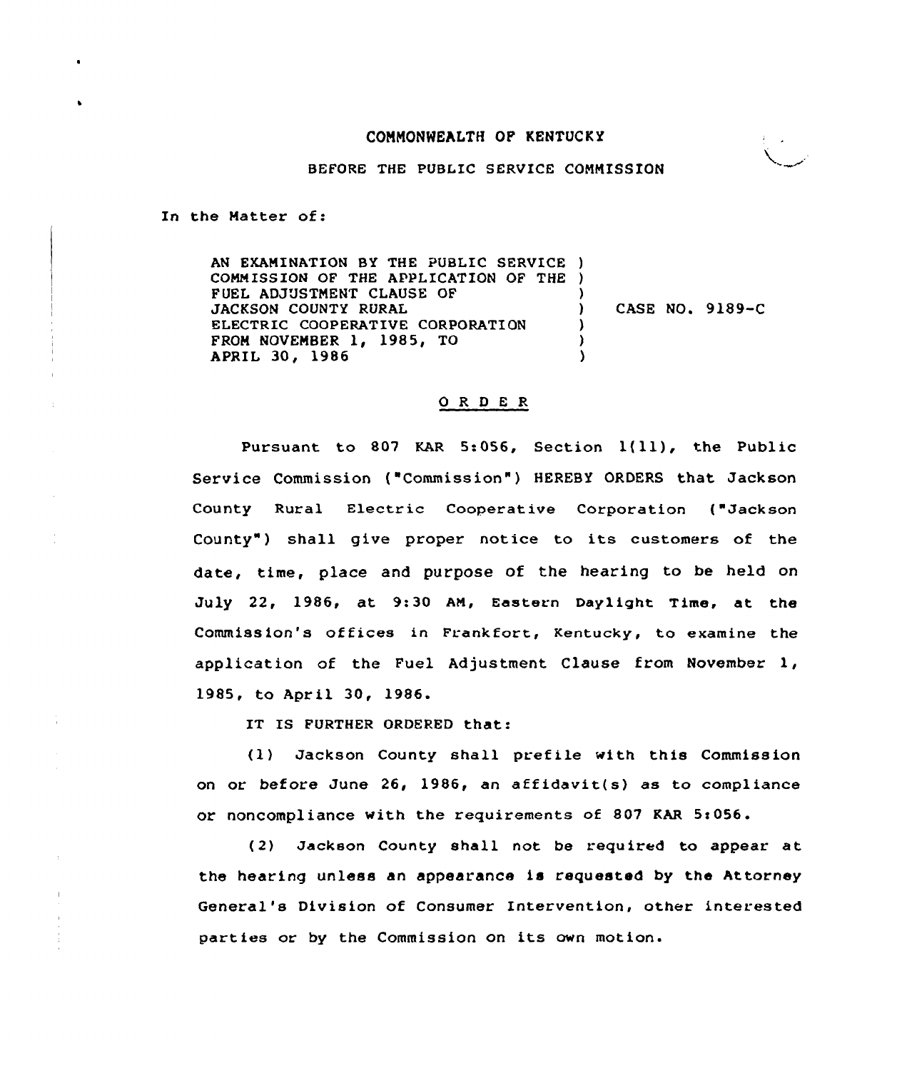COMMONWEALTH OF KENTUCKY

BEFORE THE PUBLIC SERVICE COMMISSION

In the Matter of:

AN EXAMINATION BY THE PUBLIC SERVICE COMMISSION OF THE APPLICATION OF THE FUEL ADJUSTMENT CLAUSE OF JACKSON COUNTY RURAL ELECTRIC COOPERATIVE CORPORATION FROM NOVEMBER 1, 1985, TO APRIL 30, 1986 ) CASE NO. 9189-C

# O R D E R

Pursuant to 807 KAR 5:056, Section 1(11), the Public Service Commission ("Commission") HEREBY ORDERS that Jackson County Rural Electric Cooperative Corporation ("Jackson County") shall give proper notice to its customers of the date, time, place and purpose of the hearing to be held on July 22, 1986, at 9:30 AM, Eastern Daylight Time, at the Commission's offices in Frankfort, Kentucky, to examine the application of the Fuel Adjustment Clause from November 1, 1985, to April 30, 1986.

IT IS FURTHER ORDERED that:

(1) Jackson County shall prefile with this Commission on or before June 26, 1986, an affidavit(s) as to compliance or noncompliance with the requirements of 807 KAR 5:056.

(2) Jackson County shall not be required to appear at the hearing unless an appearance is requested by the Attorney General's Division of Consumer Intervention, other interested parties or by the Commission on its own motion.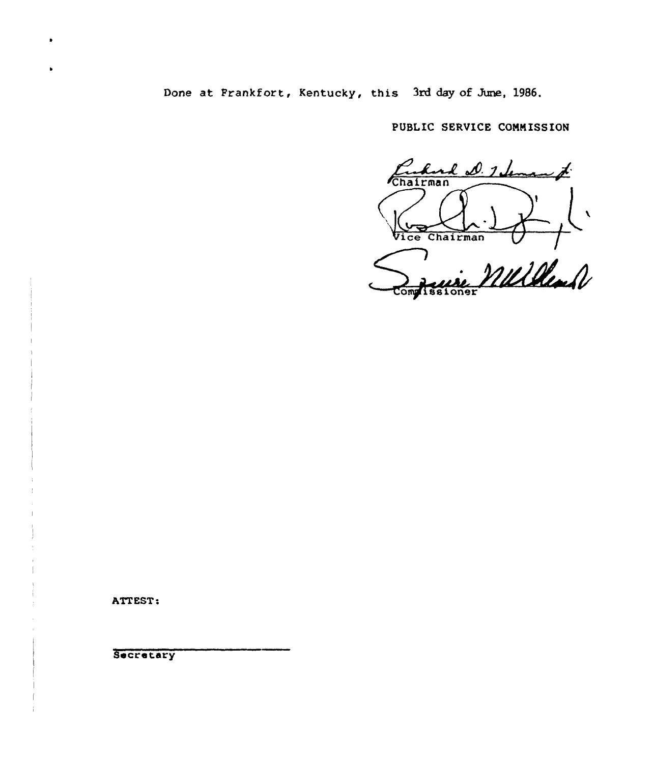Done at Frankfort, Kentucky, this 3rd day of June, 1986.

PUBLIC SERVICE COMMISSION

Chairman

Vice Chairman

Commissioner

ATTEST:

Secretary